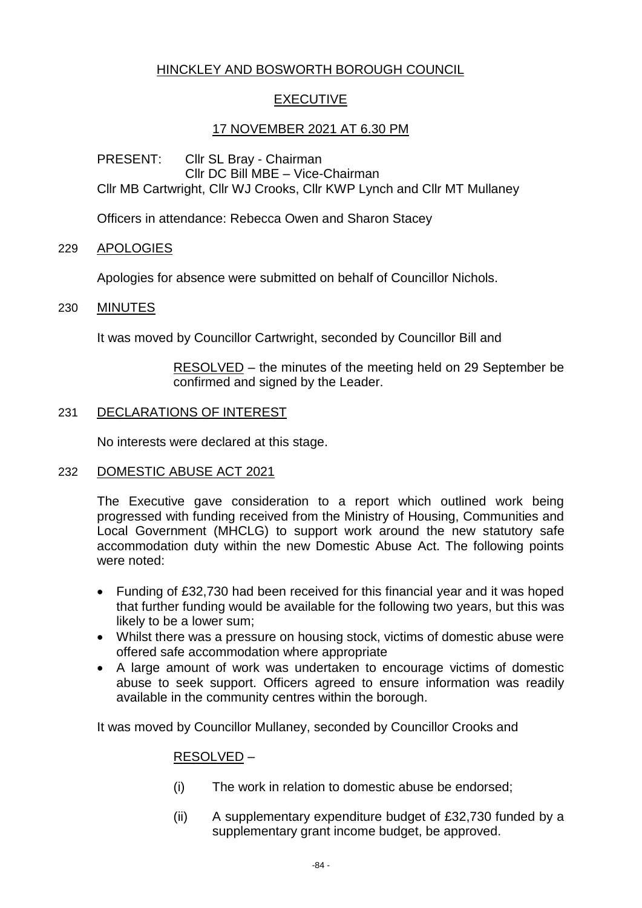# HINCKLEY AND BOSWORTH BOROUGH COUNCIL

## EXECUTIVE

## 17 NOVEMBER 2021 AT 6.30 PM

PRESENT: Cllr SL Bray - Chairman
Cllr DC Bill MBE – Vice-Chairman
Cllr MB Cartwright, Cllr WJ Crooks, Cllr KWP Lynch and Cllr MT Mullaney

Officers in attendance: Rebecca Owen and Sharon Stacey

### 229 APOLOGIES

Apologies for absence were submitted on behalf of Councillor Nichols.

### 230 MINUTES

It was moved by Councillor Cartwright, seconded by Councillor Bill and

RESOLVED – the minutes of the meeting held on 29 September be confirmed and signed by the Leader.

### 231 DECLARATIONS OF INTEREST

No interests were declared at this stage.

### 232 DOMESTIC ABUSE ACT 2021

The Executive gave consideration to a report which outlined work being progressed with funding received from the Ministry of Housing, Communities and Local Government (MHCLG) to support work around the new statutory safe accommodation duty within the new Domestic Abuse Act. The following points were noted:

- Funding of £32,730 had been received for this financial year and it was hoped that further funding would be available for the following two years, but this was likely to be a lower sum;
- Whilst there was a pressure on housing stock, victims of domestic abuse were offered safe accommodation where appropriate
- A large amount of work was undertaken to encourage victims of domestic abuse to seek support. Officers agreed to ensure information was readily available in the community centres within the borough.

It was moved by Councillor Mullaney, seconded by Councillor Crooks and

RESOLVED –

(i) The work in relation to domestic abuse be endorsed;

(ii) A supplementary expenditure budget of £32,730 funded by a supplementary grant income budget, be approved.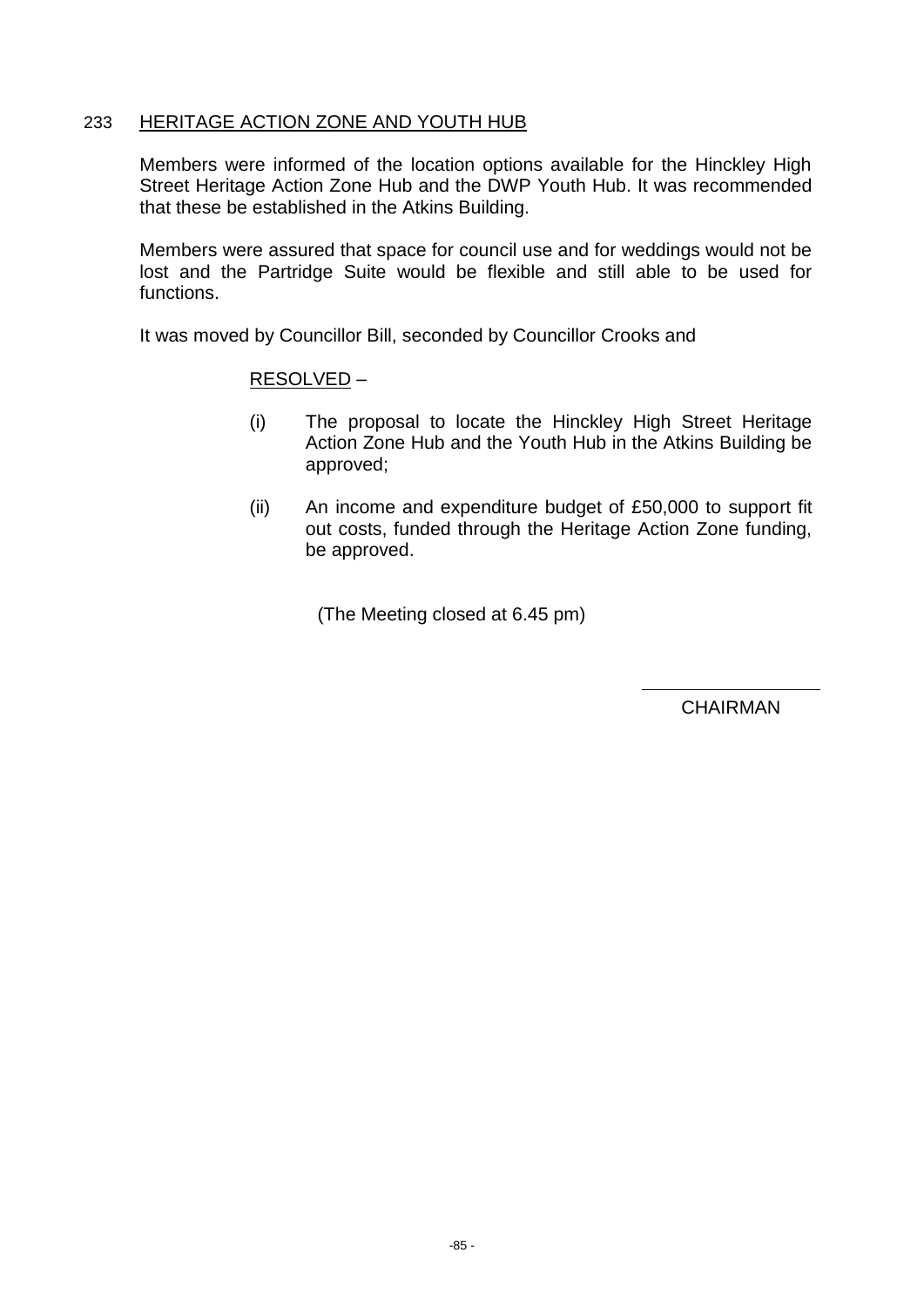## 233 HERITAGE ACTION ZONE AND YOUTH HUB

Members were informed of the location options available for the Hinckley High Street Heritage Action Zone Hub and the DWP Youth Hub. It was recommended that these be established in the Atkins Building.

Members were assured that space for council use and for weddings would not be lost and the Partridge Suite would be flexible and still able to be used for functions.

It was moved by Councillor Bill, seconded by Councillor Crooks and

RESOLVED –

(i) The proposal to locate the Hinckley High Street Heritage Action Zone Hub and the Youth Hub in the Atkins Building be approved;

(ii) An income and expenditure budget of £50,000 to support fit out costs, funded through the Heritage Action Zone funding, be approved.

(The Meeting closed at 6.45 pm)

CHAIRMAN